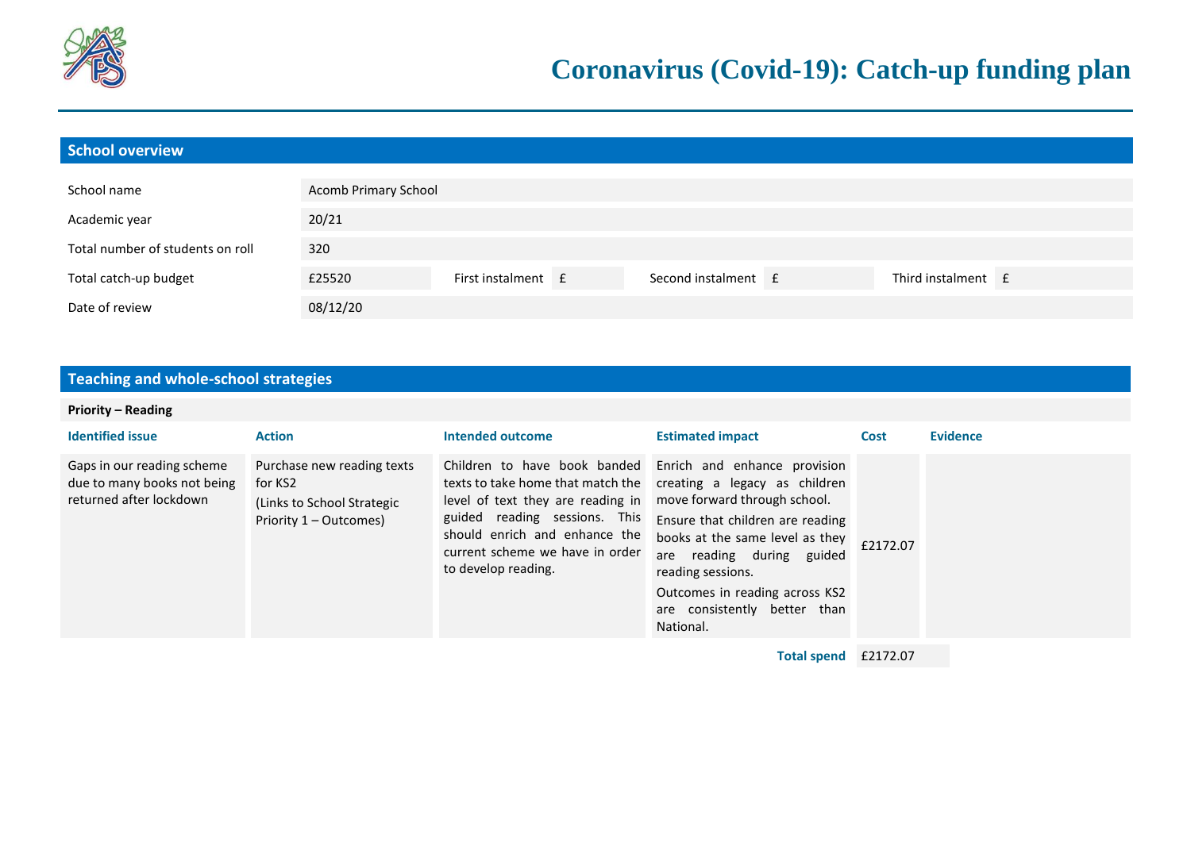# Coronavirus (Covid-19): Catch-up funding plan

## School overview

| | | | | | | | |
|---|---|---|---|---|---|---|---|
| School name | Acomb Primary School | | | | | | |
| Academic year | 20/21 | | | | | | |
| Total number of students on roll | 320 | | | | | | |
| Total catch-up budget | £25520 | First instalment | £ | Second instalment | £ | Third instalment | £ |
| Date of review | 08/12/20 | | | | | | |

## Teaching and whole-school strategies

**Priority – Reading**

| Identified issue | Action | Intended outcome | Estimated impact | Cost | Evidence |
|---|---|---|---|---|---|
| Gaps in our reading scheme due to many books not being returned after lockdown | Purchase new reading texts for KS2<br>(Links to School Strategic Priority 1 – Outcomes) | Children to have book banded texts to take home that match the level of text they are reading in guided reading sessions. This should enrich and enhance the current scheme we have in order to develop reading. | Enrich and enhance provision creating a legacy as children move forward through school.<br>Ensure that children are reading books at the same level as they are reading during guided reading sessions.<br>Outcomes in reading across KS2 are consistently better than National. | £2172.07 | |
| | | | **Total spend** | £2172.07 | |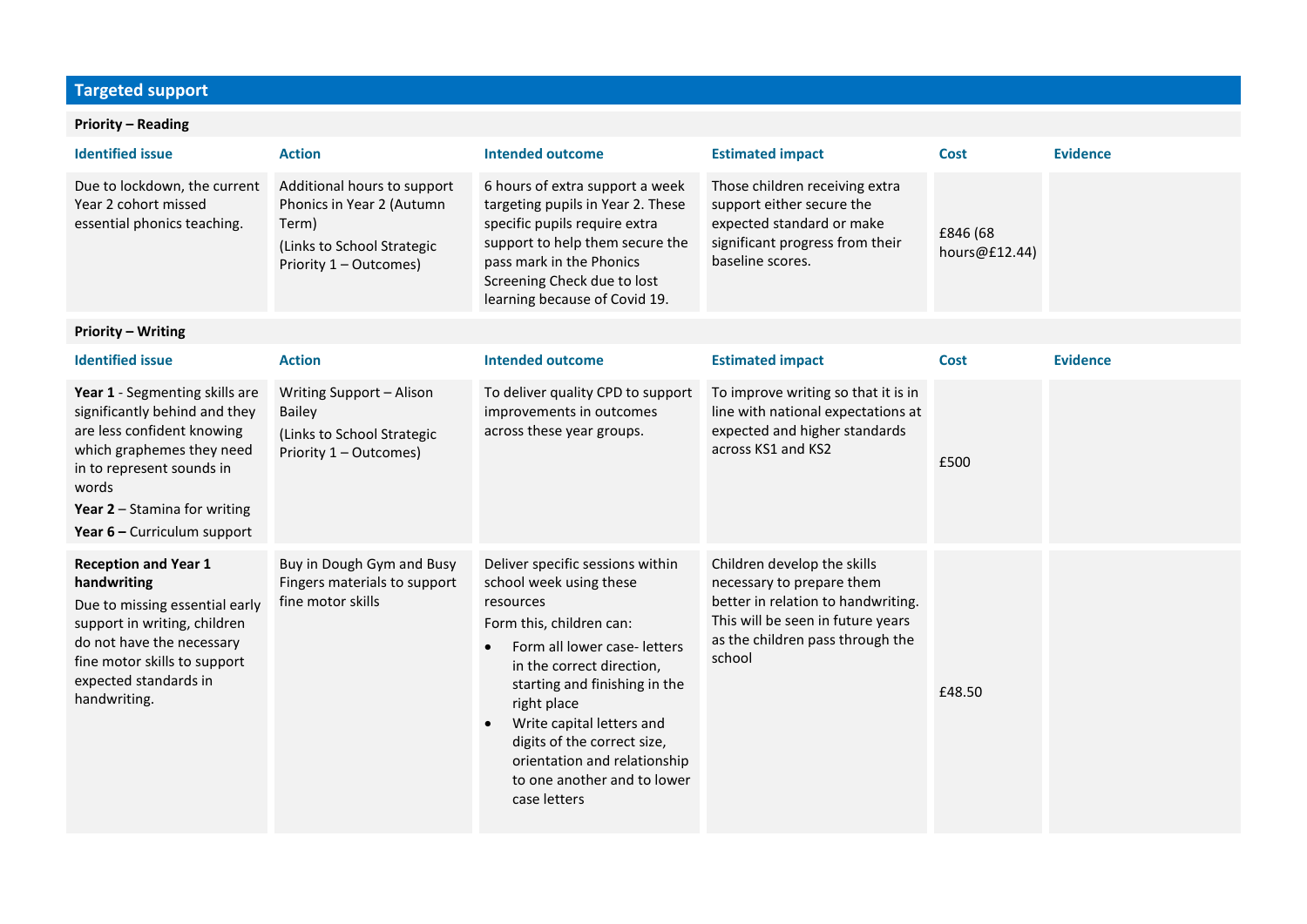## Targeted support

**Priority – Reading**

| Identified issue | Action | Intended outcome | Estimated impact | Cost | Evidence |
|---|---|---|---|---|---|
| Due to lockdown, the current Year 2 cohort missed essential phonics teaching. | Additional hours to support Phonics in Year 2 (Autumn Term)<br>(Links to School Strategic Priority 1 – Outcomes) | 6 hours of extra support a week targeting pupils in Year 2. These specific pupils require extra support to help them secure the pass mark in the Phonics Screening Check due to lost learning because of Covid 19. | Those children receiving extra support either secure the expected standard or make significant progress from their baseline scores. | £846 (68 hours@£12.44) | |

**Priority – Writing**

| Identified issue | Action | Intended outcome | Estimated impact | Cost | Evidence |
|---|---|---|---|---|---|
| **Year 1** - Segmenting skills are significantly behind and they are less confident knowing which graphemes they need in to represent sounds in words<br>**Year 2** – Stamina for writing<br>**Year 6 –** Curriculum support | Writing Support – Alison Bailey<br>(Links to School Strategic Priority 1 – Outcomes) | To deliver quality CPD to support improvements in outcomes across these year groups. | To improve writing so that it is in line with national expectations at expected and higher standards across KS1 and KS2 | £500 | |
| **Reception and Year 1 handwriting**<br>Due to missing essential early support in writing, children do not have the necessary fine motor skills to support expected standards in handwriting. | Buy in Dough Gym and Busy Fingers materials to support fine motor skills | Deliver specific sessions within school week using these resources<br>Form this, children can:<br>• Form all lower case- letters in the correct direction, starting and finishing in the right place<br>• Write capital letters and digits of the correct size, orientation and relationship to one another and to lower case letters | Children develop the skills necessary to prepare them better in relation to handwriting. This will be seen in future years as the children pass through the school | £48.50 | |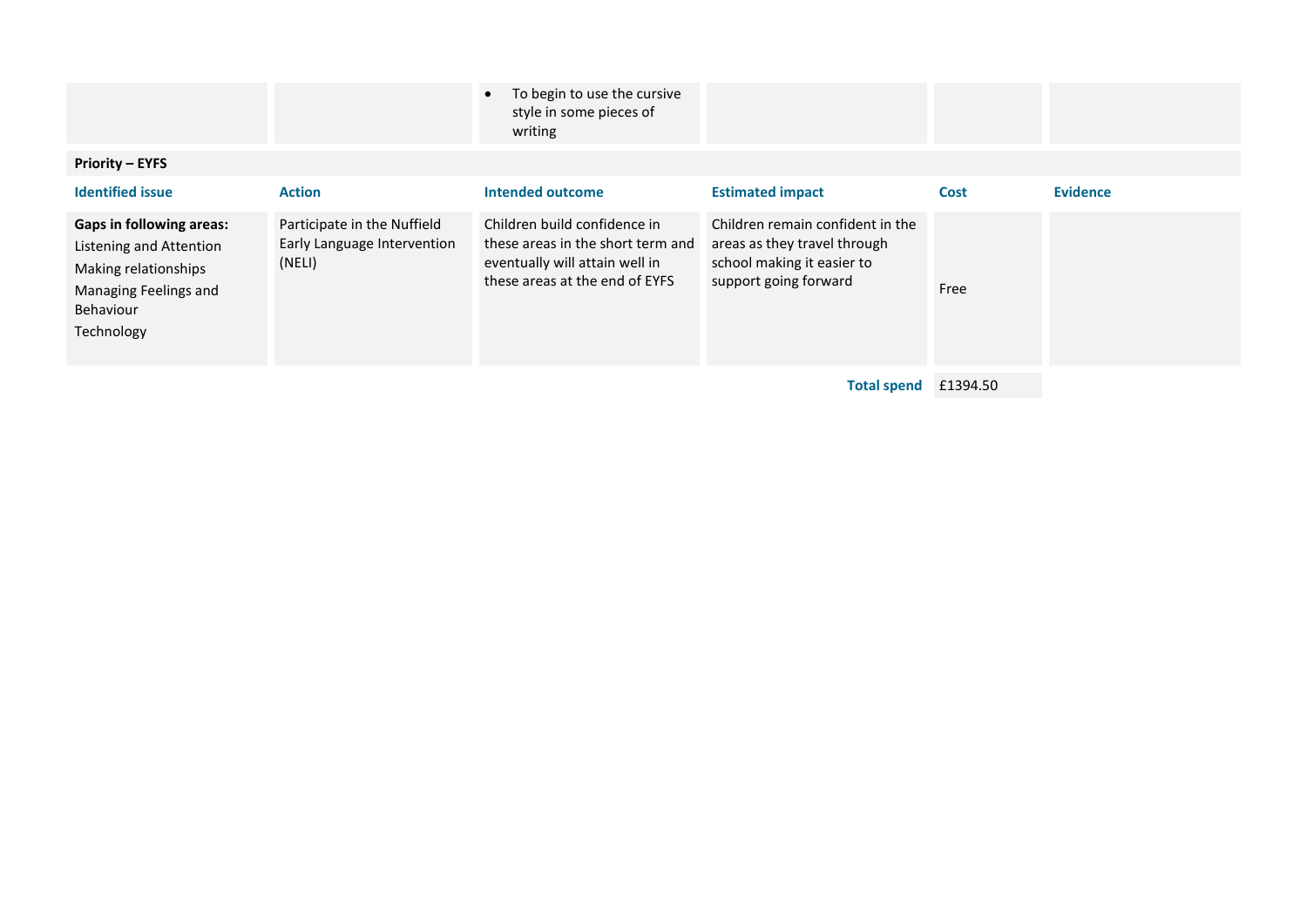| | | <ul><li>To begin to use the cursive style in some pieces of writing</li></ul> | | | |
|---|---|---|---|---|---|
| **Priority – EYFS** | | | | | |
| **Identified issue** | **Action** | **Intended outcome** | **Estimated impact** | **Cost** | **Evidence** |
| **Gaps in following areas:**<br>Listening and Attention<br>Making relationships<br>Managing Feelings and Behaviour<br>Technology | Participate in the Nuffield Early Language Intervention (NELI) | Children build confidence in these areas in the short term and eventually will attain well in these areas at the end of EYFS | Children remain confident in the areas as they travel through school making it easier to support going forward | Free | |
| | | | **Total spend** | £1394.50 | |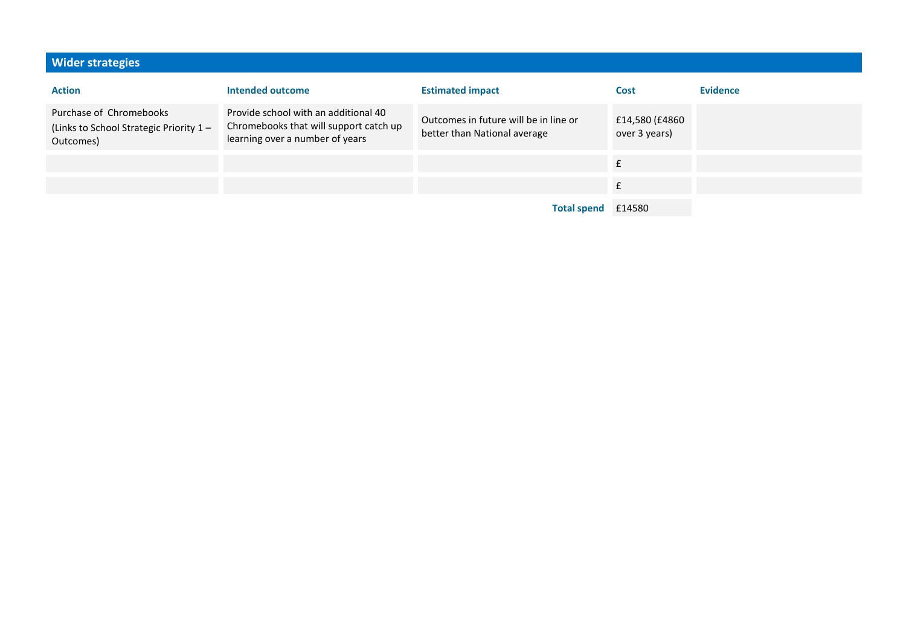## Wider strategies

| Action | Intended outcome | Estimated impact | Cost | Evidence |
| --- | --- | --- | --- | --- |
| Purchase of Chromebooks (Links to School Strategic Priority 1 – Outcomes) | Provide school with an additional 40 Chromebooks that will support catch up learning over a number of years | Outcomes in future will be in line or better than National average | £14,580 (£4860 over 3 years) | |
| | | | £ | |
| | | | £ | |
| | | **Total spend** | £14580 | |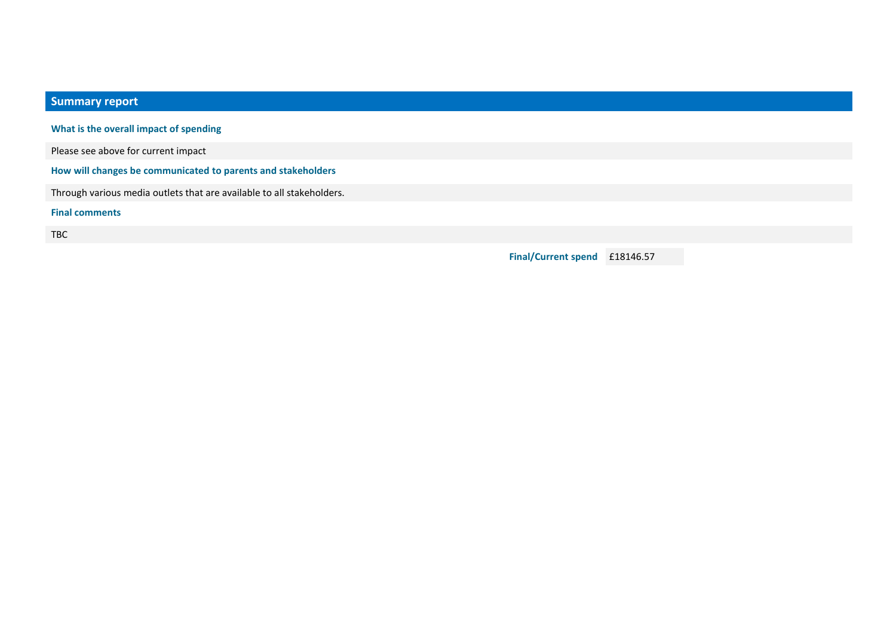## Summary report

**What is the overall impact of spending**

Please see above for current impact

**How will changes be communicated to parents and stakeholders**

Through various media outlets that are available to all stakeholders.

**Final comments**

TBC

**Final/Current spend** £18146.57